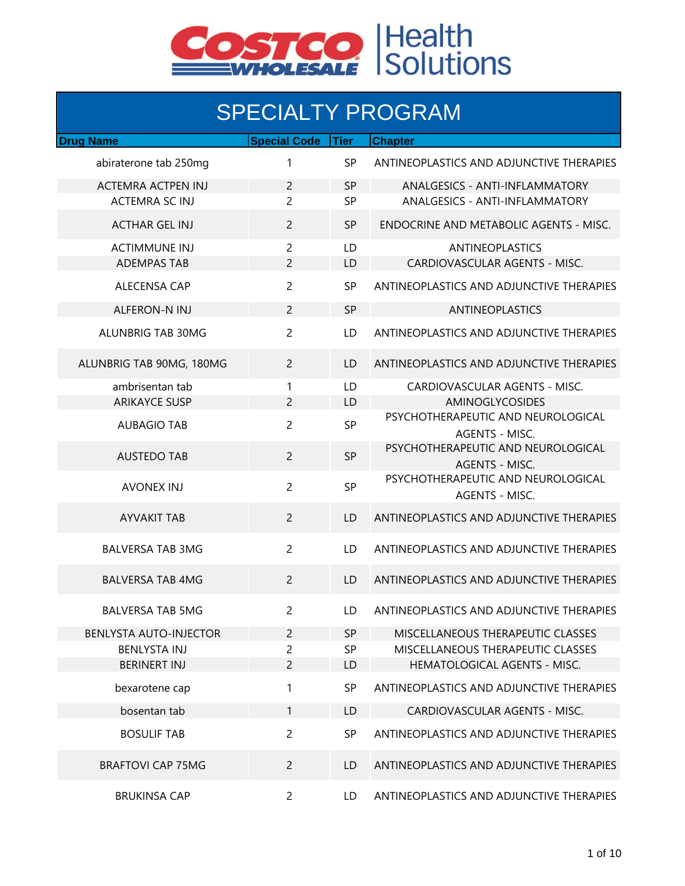# SPECIALTY PROGRAM

| Drug Name | Special Code | Tier | Chapter |
|---|---|---|---|
| abiraterone tab 250mg | 1 | SP | ANTINEOPLASTICS AND ADJUNCTIVE THERAPIES |
| ACTEMRA ACTPEN INJ | 2 | SP | ANALGESICS - ANTI-INFLAMMATORY |
| ACTEMRA SC INJ | 2 | SP | ANALGESICS - ANTI-INFLAMMATORY |
| ACTHAR GEL INJ | 2 | SP | ENDOCRINE AND METABOLIC AGENTS - MISC. |
| ACTIMMUNE INJ | 2 | LD | ANTINEOPLASTICS |
| ADEMPAS TAB | 2 | LD | CARDIOVASCULAR AGENTS - MISC. |
| ALECENSA CAP | 2 | SP | ANTINEOPLASTICS AND ADJUNCTIVE THERAPIES |
| ALFERON-N INJ | 2 | SP | ANTINEOPLASTICS |
| ALUNBRIG TAB 30MG | 2 | LD | ANTINEOPLASTICS AND ADJUNCTIVE THERAPIES |
| ALUNBRIG TAB 90MG, 180MG | 2 | LD | ANTINEOPLASTICS AND ADJUNCTIVE THERAPIES |
| ambrisentan tab | 1 | LD | CARDIOVASCULAR AGENTS - MISC. |
| ARIKAYCE SUSP | 2 | LD | AMINOGLYCOSIDES |
| AUBAGIO TAB | 2 | SP | PSYCHOTHERAPEUTIC AND NEUROLOGICAL AGENTS - MISC. |
| AUSTEDO TAB | 2 | SP | PSYCHOTHERAPEUTIC AND NEUROLOGICAL AGENTS - MISC. |
| AVONEX INJ | 2 | SP | PSYCHOTHERAPEUTIC AND NEUROLOGICAL AGENTS - MISC. |
| AYVAKIT TAB | 2 | LD | ANTINEOPLASTICS AND ADJUNCTIVE THERAPIES |
| BALVERSA TAB 3MG | 2 | LD | ANTINEOPLASTICS AND ADJUNCTIVE THERAPIES |
| BALVERSA TAB 4MG | 2 | LD | ANTINEOPLASTICS AND ADJUNCTIVE THERAPIES |
| BALVERSA TAB 5MG | 2 | LD | ANTINEOPLASTICS AND ADJUNCTIVE THERAPIES |
| BENLYSTA AUTO-INJECTOR | 2 | SP | MISCELLANEOUS THERAPEUTIC CLASSES |
| BENLYSTA INJ | 2 | SP | MISCELLANEOUS THERAPEUTIC CLASSES |
| BERINERT INJ | 2 | LD | HEMATOLOGICAL AGENTS - MISC. |
| bexarotene cap | 1 | SP | ANTINEOPLASTICS AND ADJUNCTIVE THERAPIES |
| bosentan tab | 1 | LD | CARDIOVASCULAR AGENTS - MISC. |
| BOSULIF TAB | 2 | SP | ANTINEOPLASTICS AND ADJUNCTIVE THERAPIES |
| BRAFTOVI CAP 75MG | 2 | LD | ANTINEOPLASTICS AND ADJUNCTIVE THERAPIES |
| BRUKINSA CAP | 2 | LD | ANTINEOPLASTICS AND ADJUNCTIVE THERAPIES |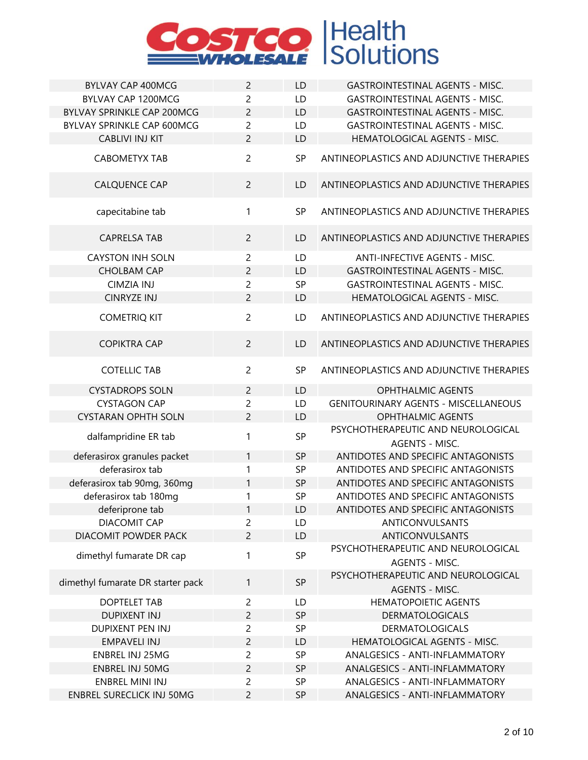| | | | |
|---|---|---|---|
| BYLVAY CAP 400MCG | 2 | LD | GASTROINTESTINAL AGENTS - MISC. |
| BYLVAY CAP 1200MCG | 2 | LD | GASTROINTESTINAL AGENTS - MISC. |
| BYLVAY SPRINKLE CAP 200MCG | 2 | LD | GASTROINTESTINAL AGENTS - MISC. |
| BYLVAY SPRINKLE CAP 600MCG | 2 | LD | GASTROINTESTINAL AGENTS - MISC. |
| CABLIVI INJ KIT | 2 | LD | HEMATOLOGICAL AGENTS - MISC. |
| CABOMETYX TAB | 2 | SP | ANTINEOPLASTICS AND ADJUNCTIVE THERAPIES |
| CALQUENCE CAP | 2 | LD | ANTINEOPLASTICS AND ADJUNCTIVE THERAPIES |
| capecitabine tab | 1 | SP | ANTINEOPLASTICS AND ADJUNCTIVE THERAPIES |
| CAPRELSA TAB | 2 | LD | ANTINEOPLASTICS AND ADJUNCTIVE THERAPIES |
| CAYSTON INH SOLN | 2 | LD | ANTI-INFECTIVE AGENTS - MISC. |
| CHOLBAM CAP | 2 | LD | GASTROINTESTINAL AGENTS - MISC. |
| CIMZIA INJ | 2 | SP | GASTROINTESTINAL AGENTS - MISC. |
| CINRYZE INJ | 2 | LD | HEMATOLOGICAL AGENTS - MISC. |
| COMETRIQ KIT | 2 | LD | ANTINEOPLASTICS AND ADJUNCTIVE THERAPIES |
| COPIKTRA CAP | 2 | LD | ANTINEOPLASTICS AND ADJUNCTIVE THERAPIES |
| COTELLIC TAB | 2 | SP | ANTINEOPLASTICS AND ADJUNCTIVE THERAPIES |
| CYSTADROPS SOLN | 2 | LD | OPHTHALMIC AGENTS |
| CYSTAGON CAP | 2 | LD | GENITOURINARY AGENTS - MISCELLANEOUS |
| CYSTARAN OPHTH SOLN | 2 | LD | OPHTHALMIC AGENTS |
| dalfampridine ER tab | 1 | SP | PSYCHOTHERAPEUTIC AND NEUROLOGICAL AGENTS - MISC. |
| deferasirox granules packet | 1 | SP | ANTIDOTES AND SPECIFIC ANTAGONISTS |
| deferasirox tab | 1 | SP | ANTIDOTES AND SPECIFIC ANTAGONISTS |
| deferasirox tab 90mg, 360mg | 1 | SP | ANTIDOTES AND SPECIFIC ANTAGONISTS |
| deferasirox tab 180mg | 1 | SP | ANTIDOTES AND SPECIFIC ANTAGONISTS |
| deferiprone tab | 1 | LD | ANTIDOTES AND SPECIFIC ANTAGONISTS |
| DIACOMIT CAP | 2 | LD | ANTICONVULSANTS |
| DIACOMIT POWDER PACK | 2 | LD | ANTICONVULSANTS |
| dimethyl fumarate DR cap | 1 | SP | PSYCHOTHERAPEUTIC AND NEUROLOGICAL AGENTS - MISC. |
| dimethyl fumarate DR starter pack | 1 | SP | PSYCHOTHERAPEUTIC AND NEUROLOGICAL AGENTS - MISC. |
| DOPTELET TAB | 2 | LD | HEMATOPOIETIC AGENTS |
| DUPIXENT INJ | 2 | SP | DERMATOLOGICALS |
| DUPIXENT PEN INJ | 2 | SP | DERMATOLOGICALS |
| EMPAVELI INJ | 2 | LD | HEMATOLOGICAL AGENTS - MISC. |
| ENBREL INJ 25MG | 2 | SP | ANALGESICS - ANTI-INFLAMMATORY |
| ENBREL INJ 50MG | 2 | SP | ANALGESICS - ANTI-INFLAMMATORY |
| ENBREL MINI INJ | 2 | SP | ANALGESICS - ANTI-INFLAMMATORY |
| ENBREL SURECLICK INJ 50MG | 2 | SP | ANALGESICS - ANTI-INFLAMMATORY |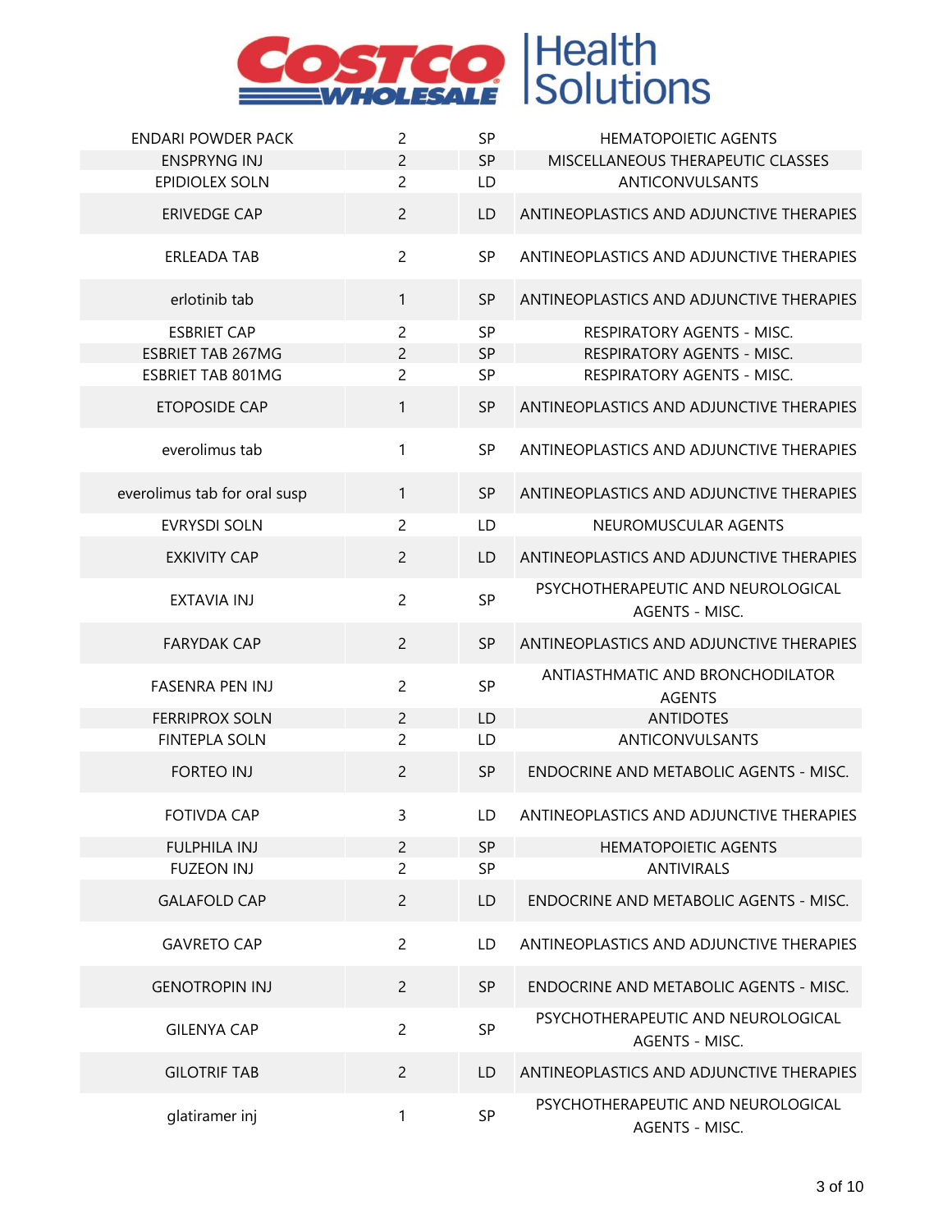| | | | |
|---|---|---|---|
| ENDARI POWDER PACK | 2 | SP | HEMATOPOIETIC AGENTS |
| ENSPRYNG INJ | 2 | SP | MISCELLANEOUS THERAPEUTIC CLASSES |
| EPIDIOLEX SOLN | 2 | LD | ANTICONVULSANTS |
| ERIVEDGE CAP | 2 | LD | ANTINEOPLASTICS AND ADJUNCTIVE THERAPIES |
| ERLEADA TAB | 2 | SP | ANTINEOPLASTICS AND ADJUNCTIVE THERAPIES |
| erlotinib tab | 1 | SP | ANTINEOPLASTICS AND ADJUNCTIVE THERAPIES |
| ESBRIET CAP | 2 | SP | RESPIRATORY AGENTS - MISC. |
| ESBRIET TAB 267MG | 2 | SP | RESPIRATORY AGENTS - MISC. |
| ESBRIET TAB 801MG | 2 | SP | RESPIRATORY AGENTS - MISC. |
| ETOPOSIDE CAP | 1 | SP | ANTINEOPLASTICS AND ADJUNCTIVE THERAPIES |
| everolimus tab | 1 | SP | ANTINEOPLASTICS AND ADJUNCTIVE THERAPIES |
| everolimus tab for oral susp | 1 | SP | ANTINEOPLASTICS AND ADJUNCTIVE THERAPIES |
| EVRYSDI SOLN | 2 | LD | NEUROMUSCULAR AGENTS |
| EXKIVITY CAP | 2 | LD | ANTINEOPLASTICS AND ADJUNCTIVE THERAPIES |
| EXTAVIA INJ | 2 | SP | PSYCHOTHERAPEUTIC AND NEUROLOGICAL AGENTS - MISC. |
| FARYDAK CAP | 2 | SP | ANTINEOPLASTICS AND ADJUNCTIVE THERAPIES |
| FASENRA PEN INJ | 2 | SP | ANTIASTHMATIC AND BRONCHODILATOR AGENTS |
| FERRIPROX SOLN | 2 | LD | ANTIDOTES |
| FINTEPLA SOLN | 2 | LD | ANTICONVULSANTS |
| FORTEO INJ | 2 | SP | ENDOCRINE AND METABOLIC AGENTS - MISC. |
| FOTIVDA CAP | 3 | LD | ANTINEOPLASTICS AND ADJUNCTIVE THERAPIES |
| FULPHILA INJ | 2 | SP | HEMATOPOIETIC AGENTS |
| FUZEON INJ | 2 | SP | ANTIVIRALS |
| GALAFOLD CAP | 2 | LD | ENDOCRINE AND METABOLIC AGENTS - MISC. |
| GAVRETO CAP | 2 | LD | ANTINEOPLASTICS AND ADJUNCTIVE THERAPIES |
| GENOTROPIN INJ | 2 | SP | ENDOCRINE AND METABOLIC AGENTS - MISC. |
| GILENYA CAP | 2 | SP | PSYCHOTHERAPEUTIC AND NEUROLOGICAL AGENTS - MISC. |
| GILOTRIF TAB | 2 | LD | ANTINEOPLASTICS AND ADJUNCTIVE THERAPIES |
| glatiramer inj | 1 | SP | PSYCHOTHERAPEUTIC AND NEUROLOGICAL AGENTS - MISC. |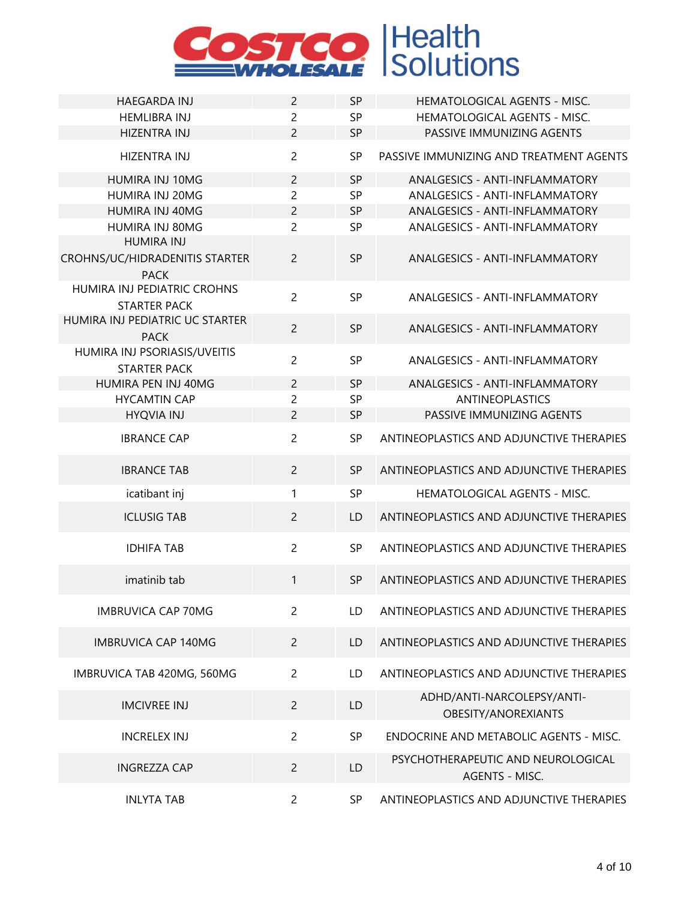| HAEGARDA INJ | 2 | SP | HEMATOLOGICAL AGENTS - MISC. |
|---|---|---|---|
| HEMLIBRA INJ | 2 | SP | HEMATOLOGICAL AGENTS - MISC. |
| HIZENTRA INJ | 2 | SP | PASSIVE IMMUNIZING AGENTS |
| HIZENTRA INJ | 2 | SP | PASSIVE IMMUNIZING AND TREATMENT AGENTS |
| HUMIRA INJ 10MG | 2 | SP | ANALGESICS - ANTI-INFLAMMATORY |
| HUMIRA INJ 20MG | 2 | SP | ANALGESICS - ANTI-INFLAMMATORY |
| HUMIRA INJ 40MG | 2 | SP | ANALGESICS - ANTI-INFLAMMATORY |
| HUMIRA INJ 80MG | 2 | SP | ANALGESICS - ANTI-INFLAMMATORY |
| HUMIRA INJ CROHNS/UC/HIDRADENITIS STARTER PACK | 2 | SP | ANALGESICS - ANTI-INFLAMMATORY |
| HUMIRA INJ PEDIATRIC CROHNS STARTER PACK | 2 | SP | ANALGESICS - ANTI-INFLAMMATORY |
| HUMIRA INJ PEDIATRIC UC STARTER PACK | 2 | SP | ANALGESICS - ANTI-INFLAMMATORY |
| HUMIRA INJ PSORIASIS/UVEITIS STARTER PACK | 2 | SP | ANALGESICS - ANTI-INFLAMMATORY |
| HUMIRA PEN INJ 40MG | 2 | SP | ANALGESICS - ANTI-INFLAMMATORY |
| HYCAMTIN CAP | 2 | SP | ANTINEOPLASTICS |
| HYQVIA INJ | 2 | SP | PASSIVE IMMUNIZING AGENTS |
| IBRANCE CAP | 2 | SP | ANTINEOPLASTICS AND ADJUNCTIVE THERAPIES |
| IBRANCE TAB | 2 | SP | ANTINEOPLASTICS AND ADJUNCTIVE THERAPIES |
| icatibant inj | 1 | SP | HEMATOLOGICAL AGENTS - MISC. |
| ICLUSIG TAB | 2 | LD | ANTINEOPLASTICS AND ADJUNCTIVE THERAPIES |
| IDHIFA TAB | 2 | SP | ANTINEOPLASTICS AND ADJUNCTIVE THERAPIES |
| imatinib tab | 1 | SP | ANTINEOPLASTICS AND ADJUNCTIVE THERAPIES |
| IMBRUVICA CAP 70MG | 2 | LD | ANTINEOPLASTICS AND ADJUNCTIVE THERAPIES |
| IMBRUVICA CAP 140MG | 2 | LD | ANTINEOPLASTICS AND ADJUNCTIVE THERAPIES |
| IMBRUVICA TAB 420MG, 560MG | 2 | LD | ANTINEOPLASTICS AND ADJUNCTIVE THERAPIES |
| IMCIVREE INJ | 2 | LD | ADHD/ANTI-NARCOLEPSY/ANTI-OBESITY/ANOREXIANTS |
| INCRELEX INJ | 2 | SP | ENDOCRINE AND METABOLIC AGENTS - MISC. |
| INGREZZA CAP | 2 | LD | PSYCHOTHERAPEUTIC AND NEUROLOGICAL AGENTS - MISC. |
| INLYTA TAB | 2 | SP | ANTINEOPLASTICS AND ADJUNCTIVE THERAPIES |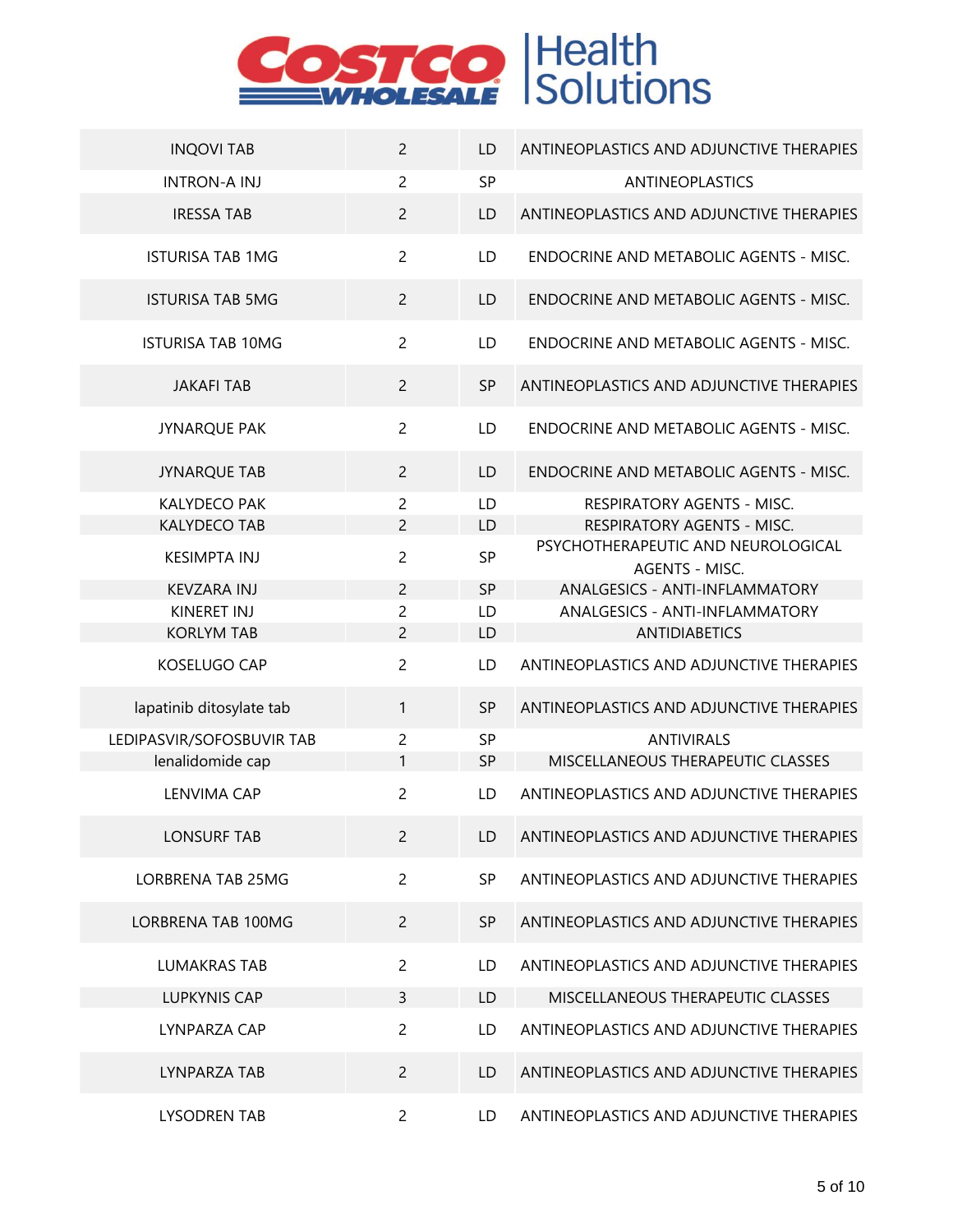| | | | |
|---|---|---|---|
| INQOVI TAB | 2 | LD | ANTINEOPLASTICS AND ADJUNCTIVE THERAPIES |
| INTRON-A INJ | 2 | SP | ANTINEOPLASTICS |
| IRESSA TAB | 2 | LD | ANTINEOPLASTICS AND ADJUNCTIVE THERAPIES |
| ISTURISA TAB 1MG | 2 | LD | ENDOCRINE AND METABOLIC AGENTS - MISC. |
| ISTURISA TAB 5MG | 2 | LD | ENDOCRINE AND METABOLIC AGENTS - MISC. |
| ISTURISA TAB 10MG | 2 | LD | ENDOCRINE AND METABOLIC AGENTS - MISC. |
| JAKAFI TAB | 2 | SP | ANTINEOPLASTICS AND ADJUNCTIVE THERAPIES |
| JYNARQUE PAK | 2 | LD | ENDOCRINE AND METABOLIC AGENTS - MISC. |
| JYNARQUE TAB | 2 | LD | ENDOCRINE AND METABOLIC AGENTS - MISC. |
| KALYDECO PAK | 2 | LD | RESPIRATORY AGENTS - MISC. |
| KALYDECO TAB | 2 | LD | RESPIRATORY AGENTS - MISC. |
| KESIMPTA INJ | 2 | SP | PSYCHOTHERAPEUTIC AND NEUROLOGICAL AGENTS - MISC. |
| KEVZARA INJ | 2 | SP | ANALGESICS - ANTI-INFLAMMATORY |
| KINERET INJ | 2 | LD | ANALGESICS - ANTI-INFLAMMATORY |
| KORLYM TAB | 2 | LD | ANTIDIABETICS |
| KOSELUGO CAP | 2 | LD | ANTINEOPLASTICS AND ADJUNCTIVE THERAPIES |
| lapatinib ditosylate tab | 1 | SP | ANTINEOPLASTICS AND ADJUNCTIVE THERAPIES |
| LEDIPASVIR/SOFOSBUVIR TAB | 2 | SP | ANTIVIRALS |
| lenalidomide cap | 1 | SP | MISCELLANEOUS THERAPEUTIC CLASSES |
| LENVIMA CAP | 2 | LD | ANTINEOPLASTICS AND ADJUNCTIVE THERAPIES |
| LONSURF TAB | 2 | LD | ANTINEOPLASTICS AND ADJUNCTIVE THERAPIES |
| LORBRENA TAB 25MG | 2 | SP | ANTINEOPLASTICS AND ADJUNCTIVE THERAPIES |
| LORBRENA TAB 100MG | 2 | SP | ANTINEOPLASTICS AND ADJUNCTIVE THERAPIES |
| LUMAKRAS TAB | 2 | LD | ANTINEOPLASTICS AND ADJUNCTIVE THERAPIES |
| LUPKYNIS CAP | 3 | LD | MISCELLANEOUS THERAPEUTIC CLASSES |
| LYNPARZA CAP | 2 | LD | ANTINEOPLASTICS AND ADJUNCTIVE THERAPIES |
| LYNPARZA TAB | 2 | LD | ANTINEOPLASTICS AND ADJUNCTIVE THERAPIES |
| LYSODREN TAB | 2 | LD | ANTINEOPLASTICS AND ADJUNCTIVE THERAPIES |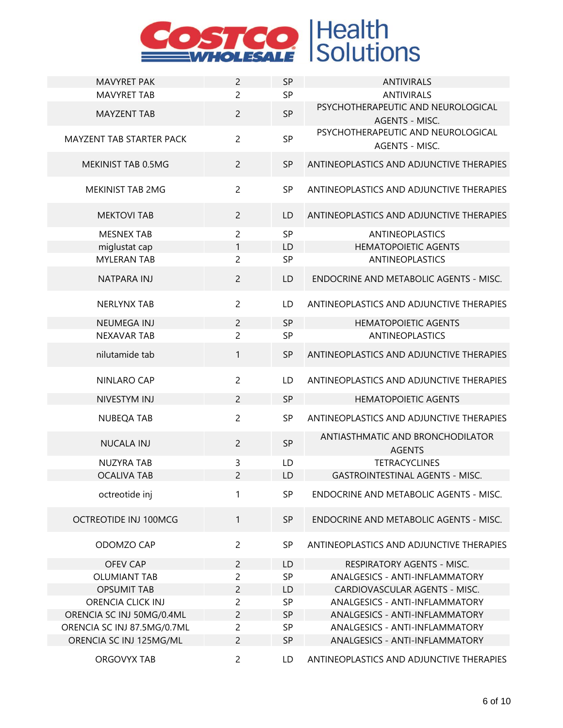| | | | |
|---|---|---|---|
| MAVYRET PAK | 2 | SP | ANTIVIRALS |
| MAVYRET TAB | 2 | SP | ANTIVIRALS |
| MAYZENT TAB | 2 | SP | PSYCHOTHERAPEUTIC AND NEUROLOGICAL AGENTS - MISC. |
| MAYZENT TAB STARTER PACK | 2 | SP | PSYCHOTHERAPEUTIC AND NEUROLOGICAL AGENTS - MISC. |
| MEKINIST TAB 0.5MG | 2 | SP | ANTINEOPLASTICS AND ADJUNCTIVE THERAPIES |
| MEKINIST TAB 2MG | 2 | SP | ANTINEOPLASTICS AND ADJUNCTIVE THERAPIES |
| MEKTOVI TAB | 2 | LD | ANTINEOPLASTICS AND ADJUNCTIVE THERAPIES |
| MESNEX TAB | 2 | SP | ANTINEOPLASTICS |
| miglustat cap | 1 | LD | HEMATOPOIETIC AGENTS |
| MYLERAN TAB | 2 | SP | ANTINEOPLASTICS |
| NATPARA INJ | 2 | LD | ENDOCRINE AND METABOLIC AGENTS - MISC. |
| NERLYNX TAB | 2 | LD | ANTINEOPLASTICS AND ADJUNCTIVE THERAPIES |
| NEUMEGA INJ | 2 | SP | HEMATOPOIETIC AGENTS |
| NEXAVAR TAB | 2 | SP | ANTINEOPLASTICS |
| nilutamide tab | 1 | SP | ANTINEOPLASTICS AND ADJUNCTIVE THERAPIES |
| NINLARO CAP | 2 | LD | ANTINEOPLASTICS AND ADJUNCTIVE THERAPIES |
| NIVESTYM INJ | 2 | SP | HEMATOPOIETIC AGENTS |
| NUBEQA TAB | 2 | SP | ANTINEOPLASTICS AND ADJUNCTIVE THERAPIES |
| NUCALA INJ | 2 | SP | ANTIASTHMATIC AND BRONCHODILATOR AGENTS |
| NUZYRA TAB | 3 | LD | TETRACYCLINES |
| OCALIVA TAB | 2 | LD | GASTROINTESTINAL AGENTS - MISC. |
| octreotide inj | 1 | SP | ENDOCRINE AND METABOLIC AGENTS - MISC. |
| OCTREOTIDE INJ 100MCG | 1 | SP | ENDOCRINE AND METABOLIC AGENTS - MISC. |
| ODOMZO CAP | 2 | SP | ANTINEOPLASTICS AND ADJUNCTIVE THERAPIES |
| OFEV CAP | 2 | LD | RESPIRATORY AGENTS - MISC. |
| OLUMIANT TAB | 2 | SP | ANALGESICS - ANTI-INFLAMMATORY |
| OPSUMIT TAB | 2 | LD | CARDIOVASCULAR AGENTS - MISC. |
| ORENCIA CLICK INJ | 2 | SP | ANALGESICS - ANTI-INFLAMMATORY |
| ORENCIA SC INJ 50MG/0.4ML | 2 | SP | ANALGESICS - ANTI-INFLAMMATORY |
| ORENCIA SC INJ 87.5MG/0.7ML | 2 | SP | ANALGESICS - ANTI-INFLAMMATORY |
| ORENCIA SC INJ 125MG/ML | 2 | SP | ANALGESICS - ANTI-INFLAMMATORY |
| ORGOVYX TAB | 2 | LD | ANTINEOPLASTICS AND ADJUNCTIVE THERAPIES |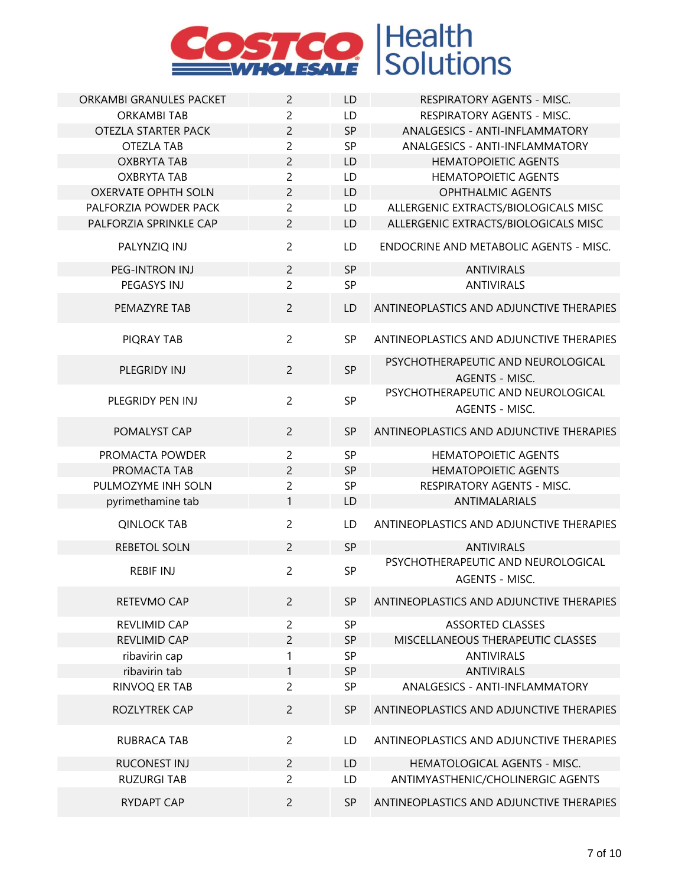| | | | |
|---|---|---|---|
| ORKAMBI GRANULES PACKET | 2 | LD | RESPIRATORY AGENTS - MISC. |
| ORKAMBI TAB | 2 | LD | RESPIRATORY AGENTS - MISC. |
| OTEZLA STARTER PACK | 2 | SP | ANALGESICS - ANTI-INFLAMMATORY |
| OTEZLA TAB | 2 | SP | ANALGESICS - ANTI-INFLAMMATORY |
| OXBRYTA TAB | 2 | LD | HEMATOPOIETIC AGENTS |
| OXBRYTA TAB | 2 | LD | HEMATOPOIETIC AGENTS |
| OXERVATE OPHTH SOLN | 2 | LD | OPHTHALMIC AGENTS |
| PALFORZIA POWDER PACK | 2 | LD | ALLERGENIC EXTRACTS/BIOLOGICALS MISC |
| PALFORZIA SPRINKLE CAP | 2 | LD | ALLERGENIC EXTRACTS/BIOLOGICALS MISC |
| PALYNZIQ INJ | 2 | LD | ENDOCRINE AND METABOLIC AGENTS - MISC. |
| PEG-INTRON INJ | 2 | SP | ANTIVIRALS |
| PEGASYS INJ | 2 | SP | ANTIVIRALS |
| PEMAZYRE TAB | 2 | LD | ANTINEOPLASTICS AND ADJUNCTIVE THERAPIES |
| PIQRAY TAB | 2 | SP | ANTINEOPLASTICS AND ADJUNCTIVE THERAPIES |
| PLEGRIDY INJ | 2 | SP | PSYCHOTHERAPEUTIC AND NEUROLOGICAL AGENTS - MISC. |
| PLEGRIDY PEN INJ | 2 | SP | PSYCHOTHERAPEUTIC AND NEUROLOGICAL AGENTS - MISC. |
| POMALYST CAP | 2 | SP | ANTINEOPLASTICS AND ADJUNCTIVE THERAPIES |
| PROMACTA POWDER | 2 | SP | HEMATOPOIETIC AGENTS |
| PROMACTA TAB | 2 | SP | HEMATOPOIETIC AGENTS |
| PULMOZYME INH SOLN | 2 | SP | RESPIRATORY AGENTS - MISC. |
| pyrimethamine tab | 1 | LD | ANTIMALARIALS |
| QINLOCK TAB | 2 | LD | ANTINEOPLASTICS AND ADJUNCTIVE THERAPIES |
| REBETOL SOLN | 2 | SP | ANTIVIRALS |
| REBIF INJ | 2 | SP | PSYCHOTHERAPEUTIC AND NEUROLOGICAL AGENTS - MISC. |
| RETEVMO CAP | 2 | SP | ANTINEOPLASTICS AND ADJUNCTIVE THERAPIES |
| REVLIMID CAP | 2 | SP | ASSORTED CLASSES |
| REVLIMID CAP | 2 | SP | MISCELLANEOUS THERAPEUTIC CLASSES |
| ribavirin cap | 1 | SP | ANTIVIRALS |
| ribavirin tab | 1 | SP | ANTIVIRALS |
| RINVOQ ER TAB | 2 | SP | ANALGESICS - ANTI-INFLAMMATORY |
| ROZLYTREK CAP | 2 | SP | ANTINEOPLASTICS AND ADJUNCTIVE THERAPIES |
| RUBRACA TAB | 2 | LD | ANTINEOPLASTICS AND ADJUNCTIVE THERAPIES |
| RUCONEST INJ | 2 | LD | HEMATOLOGICAL AGENTS - MISC. |
| RUZURGI TAB | 2 | LD | ANTIMYASTHENIC/CHOLINERGIC AGENTS |
| RYDAPT CAP | 2 | SP | ANTINEOPLASTICS AND ADJUNCTIVE THERAPIES |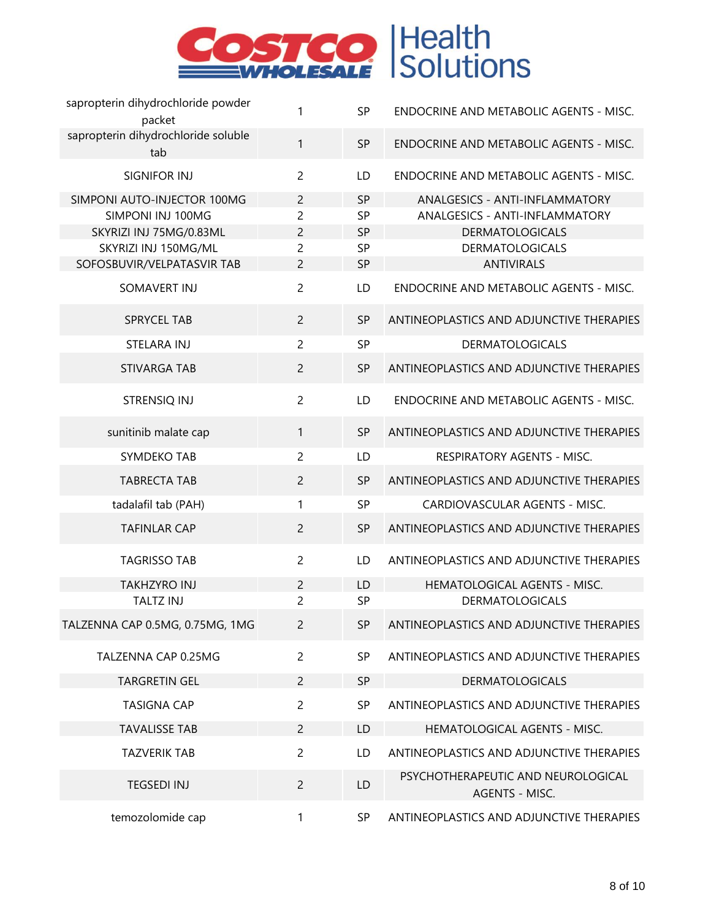| | | | |
|---|---|---|---|
| sapropterin dihydrochloride powder packet | 1 | SP | ENDOCRINE AND METABOLIC AGENTS - MISC. |
| sapropterin dihydrochloride soluble tab | 1 | SP | ENDOCRINE AND METABOLIC AGENTS - MISC. |
| SIGNIFOR INJ | 2 | LD | ENDOCRINE AND METABOLIC AGENTS - MISC. |
| SIMPONI AUTO-INJECTOR 100MG | 2 | SP | ANALGESICS - ANTI-INFLAMMATORY |
| SIMPONI INJ 100MG | 2 | SP | ANALGESICS - ANTI-INFLAMMATORY |
| SKYRIZI INJ 75MG/0.83ML | 2 | SP | DERMATOLOGICALS |
| SKYRIZI INJ 150MG/ML | 2 | SP | DERMATOLOGICALS |
| SOFOSBUVIR/VELPATASVIR TAB | 2 | SP | ANTIVIRALS |
| SOMAVERT INJ | 2 | LD | ENDOCRINE AND METABOLIC AGENTS - MISC. |
| SPRYCEL TAB | 2 | SP | ANTINEOPLASTICS AND ADJUNCTIVE THERAPIES |
| STELARA INJ | 2 | SP | DERMATOLOGICALS |
| STIVARGA TAB | 2 | SP | ANTINEOPLASTICS AND ADJUNCTIVE THERAPIES |
| STRENSIQ INJ | 2 | LD | ENDOCRINE AND METABOLIC AGENTS - MISC. |
| sunitinib malate cap | 1 | SP | ANTINEOPLASTICS AND ADJUNCTIVE THERAPIES |
| SYMDEKO TAB | 2 | LD | RESPIRATORY AGENTS - MISC. |
| TABRECTA TAB | 2 | SP | ANTINEOPLASTICS AND ADJUNCTIVE THERAPIES |
| tadalafil tab (PAH) | 1 | SP | CARDIOVASCULAR AGENTS - MISC. |
| TAFINLAR CAP | 2 | SP | ANTINEOPLASTICS AND ADJUNCTIVE THERAPIES |
| TAGRISSO TAB | 2 | LD | ANTINEOPLASTICS AND ADJUNCTIVE THERAPIES |
| TAKHZYRO INJ | 2 | LD | HEMATOLOGICAL AGENTS - MISC. |
| TALTZ INJ | 2 | SP | DERMATOLOGICALS |
| TALZENNA CAP 0.5MG, 0.75MG, 1MG | 2 | SP | ANTINEOPLASTICS AND ADJUNCTIVE THERAPIES |
| TALZENNA CAP 0.25MG | 2 | SP | ANTINEOPLASTICS AND ADJUNCTIVE THERAPIES |
| TARGRETIN GEL | 2 | SP | DERMATOLOGICALS |
| TASIGNA CAP | 2 | SP | ANTINEOPLASTICS AND ADJUNCTIVE THERAPIES |
| TAVALISSE TAB | 2 | LD | HEMATOLOGICAL AGENTS - MISC. |
| TAZVERIK TAB | 2 | LD | ANTINEOPLASTICS AND ADJUNCTIVE THERAPIES |
| TEGSEDI INJ | 2 | LD | PSYCHOTHERAPEUTIC AND NEUROLOGICAL AGENTS - MISC. |
| temozolomide cap | 1 | SP | ANTINEOPLASTICS AND ADJUNCTIVE THERAPIES |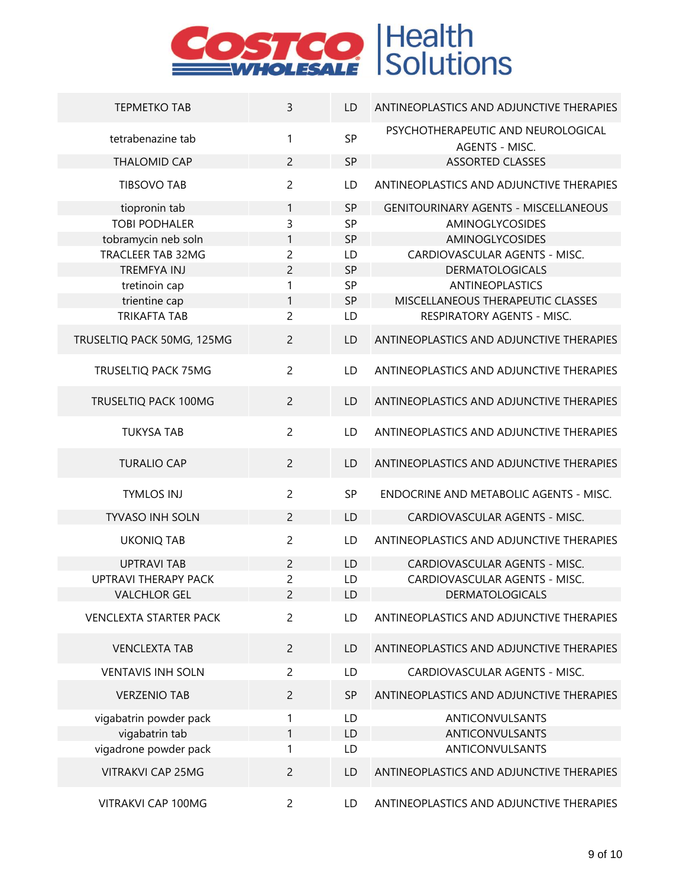| | | | |
|---|---|---|---|
| TEPMETKO TAB | 3 | LD | ANTINEOPLASTICS AND ADJUNCTIVE THERAPIES |
| tetrabenazine tab | 1 | SP | PSYCHOTHERAPEUTIC AND NEUROLOGICAL AGENTS - MISC. |
| THALOMID CAP | 2 | SP | ASSORTED CLASSES |
| TIBSOVO TAB | 2 | LD | ANTINEOPLASTICS AND ADJUNCTIVE THERAPIES |
| tiopronin tab | 1 | SP | GENITOURINARY AGENTS - MISCELLANEOUS |
| TOBI PODHALER | 3 | SP | AMINOGLYCOSIDES |
| tobramycin neb soln | 1 | SP | AMINOGLYCOSIDES |
| TRACLEER TAB 32MG | 2 | LD | CARDIOVASCULAR AGENTS - MISC. |
| TREMFYA INJ | 2 | SP | DERMATOLOGICALS |
| tretinoin cap | 1 | SP | ANTINEOPLASTICS |
| trientine cap | 1 | SP | MISCELLANEOUS THERAPEUTIC CLASSES |
| TRIKAFTA TAB | 2 | LD | RESPIRATORY AGENTS - MISC. |
| TRUSELTIQ PACK 50MG, 125MG | 2 | LD | ANTINEOPLASTICS AND ADJUNCTIVE THERAPIES |
| TRUSELTIQ PACK 75MG | 2 | LD | ANTINEOPLASTICS AND ADJUNCTIVE THERAPIES |
| TRUSELTIQ PACK 100MG | 2 | LD | ANTINEOPLASTICS AND ADJUNCTIVE THERAPIES |
| TUKYSA TAB | 2 | LD | ANTINEOPLASTICS AND ADJUNCTIVE THERAPIES |
| TURALIO CAP | 2 | LD | ANTINEOPLASTICS AND ADJUNCTIVE THERAPIES |
| TYMLOS INJ | 2 | SP | ENDOCRINE AND METABOLIC AGENTS - MISC. |
| TYVASO INH SOLN | 2 | LD | CARDIOVASCULAR AGENTS - MISC. |
| UKONIQ TAB | 2 | LD | ANTINEOPLASTICS AND ADJUNCTIVE THERAPIES |
| UPTRAVI TAB | 2 | LD | CARDIOVASCULAR AGENTS - MISC. |
| UPTRAVI THERAPY PACK | 2 | LD | CARDIOVASCULAR AGENTS - MISC. |
| VALCHLOR GEL | 2 | LD | DERMATOLOGICALS |
| VENCLEXTA STARTER PACK | 2 | LD | ANTINEOPLASTICS AND ADJUNCTIVE THERAPIES |
| VENCLEXTA TAB | 2 | LD | ANTINEOPLASTICS AND ADJUNCTIVE THERAPIES |
| VENTAVIS INH SOLN | 2 | LD | CARDIOVASCULAR AGENTS - MISC. |
| VERZENIO TAB | 2 | SP | ANTINEOPLASTICS AND ADJUNCTIVE THERAPIES |
| vigabatrin powder pack | 1 | LD | ANTICONVULSANTS |
| vigabatrin tab | 1 | LD | ANTICONVULSANTS |
| vigadrone powder pack | 1 | LD | ANTICONVULSANTS |
| VITRAKVI CAP 25MG | 2 | LD | ANTINEOPLASTICS AND ADJUNCTIVE THERAPIES |
| VITRAKVI CAP 100MG | 2 | LD | ANTINEOPLASTICS AND ADJUNCTIVE THERAPIES |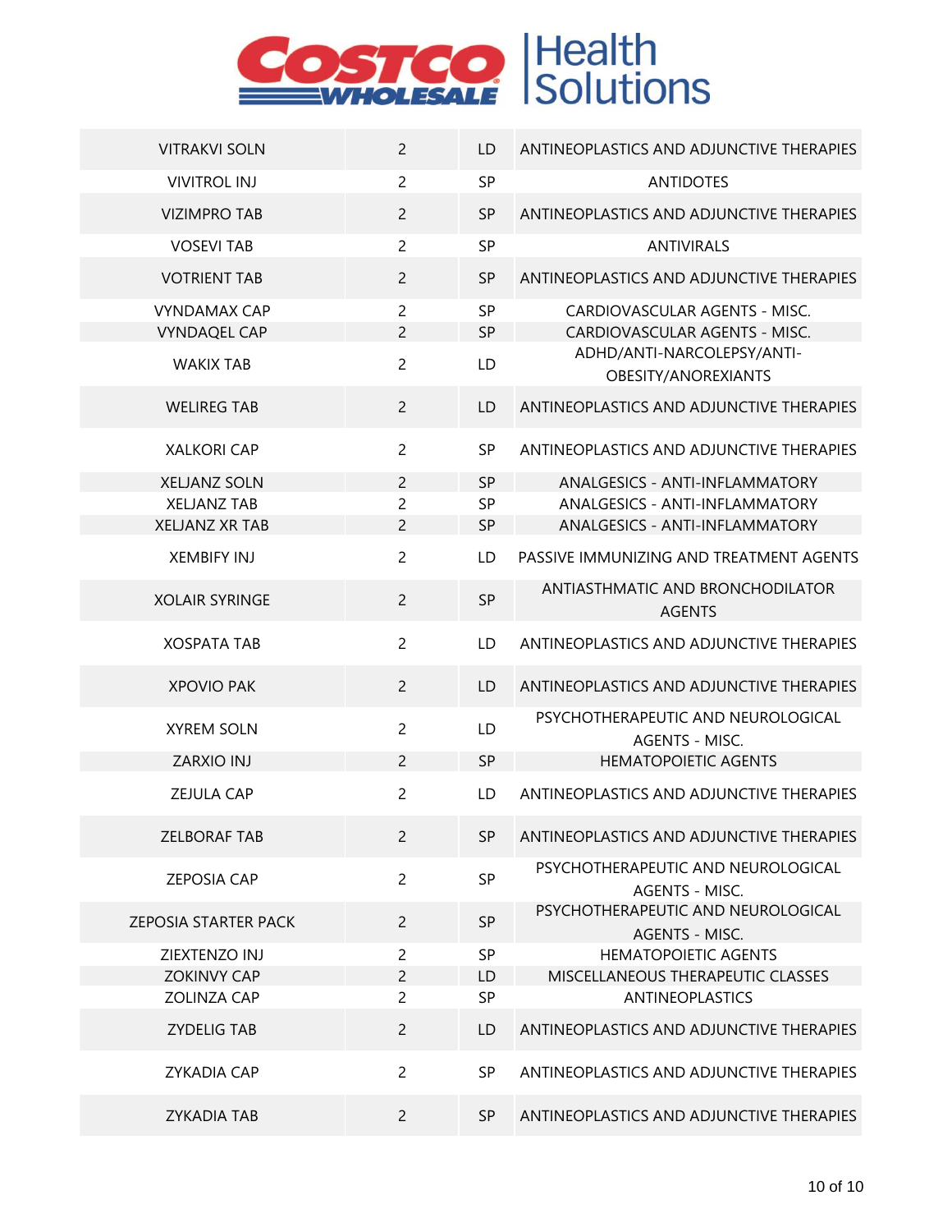| | | | |
|---|---|---|---|
| VITRAKVI SOLN | 2 | LD | ANTINEOPLASTICS AND ADJUNCTIVE THERAPIES |
| VIVITROL INJ | 2 | SP | ANTIDOTES |
| VIZIMPRO TAB | 2 | SP | ANTINEOPLASTICS AND ADJUNCTIVE THERAPIES |
| VOSEVI TAB | 2 | SP | ANTIVIRALS |
| VOTRIENT TAB | 2 | SP | ANTINEOPLASTICS AND ADJUNCTIVE THERAPIES |
| VYNDAMAX CAP | 2 | SP | CARDIOVASCULAR AGENTS - MISC. |
| VYNDAQEL CAP | 2 | SP | CARDIOVASCULAR AGENTS - MISC. |
| WAKIX TAB | 2 | LD | ADHD/ANTI-NARCOLEPSY/ANTI-OBESITY/ANOREXIANTS |
| WELIREG TAB | 2 | LD | ANTINEOPLASTICS AND ADJUNCTIVE THERAPIES |
| XALKORI CAP | 2 | SP | ANTINEOPLASTICS AND ADJUNCTIVE THERAPIES |
| XELJANZ SOLN | 2 | SP | ANALGESICS - ANTI-INFLAMMATORY |
| XELJANZ TAB | 2 | SP | ANALGESICS - ANTI-INFLAMMATORY |
| XELJANZ XR TAB | 2 | SP | ANALGESICS - ANTI-INFLAMMATORY |
| XEMBIFY INJ | 2 | LD | PASSIVE IMMUNIZING AND TREATMENT AGENTS |
| XOLAIR SYRINGE | 2 | SP | ANTIASTHMATIC AND BRONCHODILATOR AGENTS |
| XOSPATA TAB | 2 | LD | ANTINEOPLASTICS AND ADJUNCTIVE THERAPIES |
| XPOVIO PAK | 2 | LD | ANTINEOPLASTICS AND ADJUNCTIVE THERAPIES |
| XYREM SOLN | 2 | LD | PSYCHOTHERAPEUTIC AND NEUROLOGICAL AGENTS - MISC. |
| ZARXIO INJ | 2 | SP | HEMATOPOIETIC AGENTS |
| ZEJULA CAP | 2 | LD | ANTINEOPLASTICS AND ADJUNCTIVE THERAPIES |
| ZELBORAF TAB | 2 | SP | ANTINEOPLASTICS AND ADJUNCTIVE THERAPIES |
| ZEPOSIA CAP | 2 | SP | PSYCHOTHERAPEUTIC AND NEUROLOGICAL AGENTS - MISC. |
| ZEPOSIA STARTER PACK | 2 | SP | PSYCHOTHERAPEUTIC AND NEUROLOGICAL AGENTS - MISC. |
| ZIEXTENZO INJ | 2 | SP | HEMATOPOIETIC AGENTS |
| ZOKINVY CAP | 2 | LD | MISCELLANEOUS THERAPEUTIC CLASSES |
| ZOLINZA CAP | 2 | SP | ANTINEOPLASTICS |
| ZYDELIG TAB | 2 | LD | ANTINEOPLASTICS AND ADJUNCTIVE THERAPIES |
| ZYKADIA CAP | 2 | SP | ANTINEOPLASTICS AND ADJUNCTIVE THERAPIES |
| ZYKADIA TAB | 2 | SP | ANTINEOPLASTICS AND ADJUNCTIVE THERAPIES |